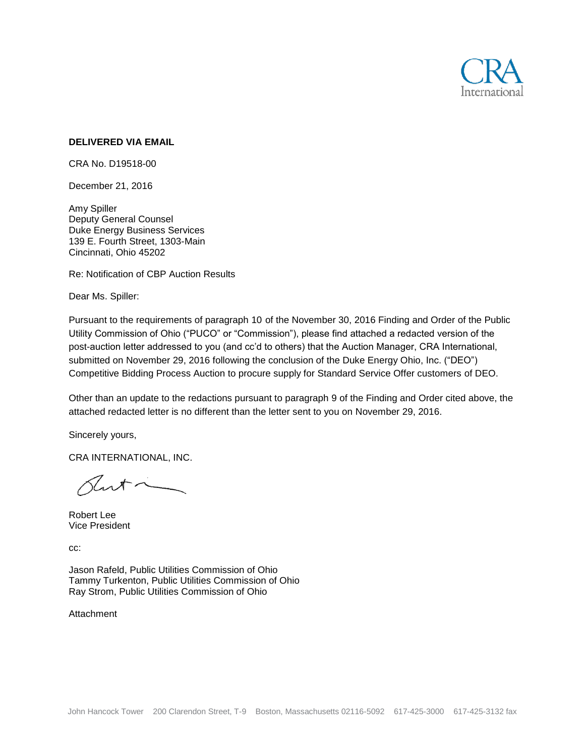CRA International

**DELIVERED VIA EMAIL**

CRA No. D19518-00

December 21, 2016

Amy Spiller
Deputy General Counsel
Duke Energy Business Services
139 E. Fourth Street, 1303-Main
Cincinnati, Ohio 45202

Re: Notification of CBP Auction Results

Dear Ms. Spiller:

Pursuant to the requirements of paragraph 10 of the November 30, 2016 Finding and Order of the Public Utility Commission of Ohio ("PUCO" or "Commission"), please find attached a redacted version of the post-auction letter addressed to you (and cc'd to others) that the Auction Manager, CRA International, submitted on November 29, 2016 following the conclusion of the Duke Energy Ohio, Inc. ("DEO") Competitive Bidding Process Auction to procure supply for Standard Service Offer customers of DEO.

Other than an update to the redactions pursuant to paragraph 9 of the Finding and Order cited above, the attached redacted letter is no different than the letter sent to you on November 29, 2016.

Sincerely yours,

CRA INTERNATIONAL, INC.

Robert Lee
Vice President

cc:

Jason Rafeld, Public Utilities Commission of Ohio
Tammy Turkenton, Public Utilities Commission of Ohio
Ray Strom, Public Utilities Commission of Ohio

Attachment

John Hancock Tower 200 Clarendon Street, T-9 Boston, Massachusetts 02116-5092 617-425-3000 617-425-3132 fax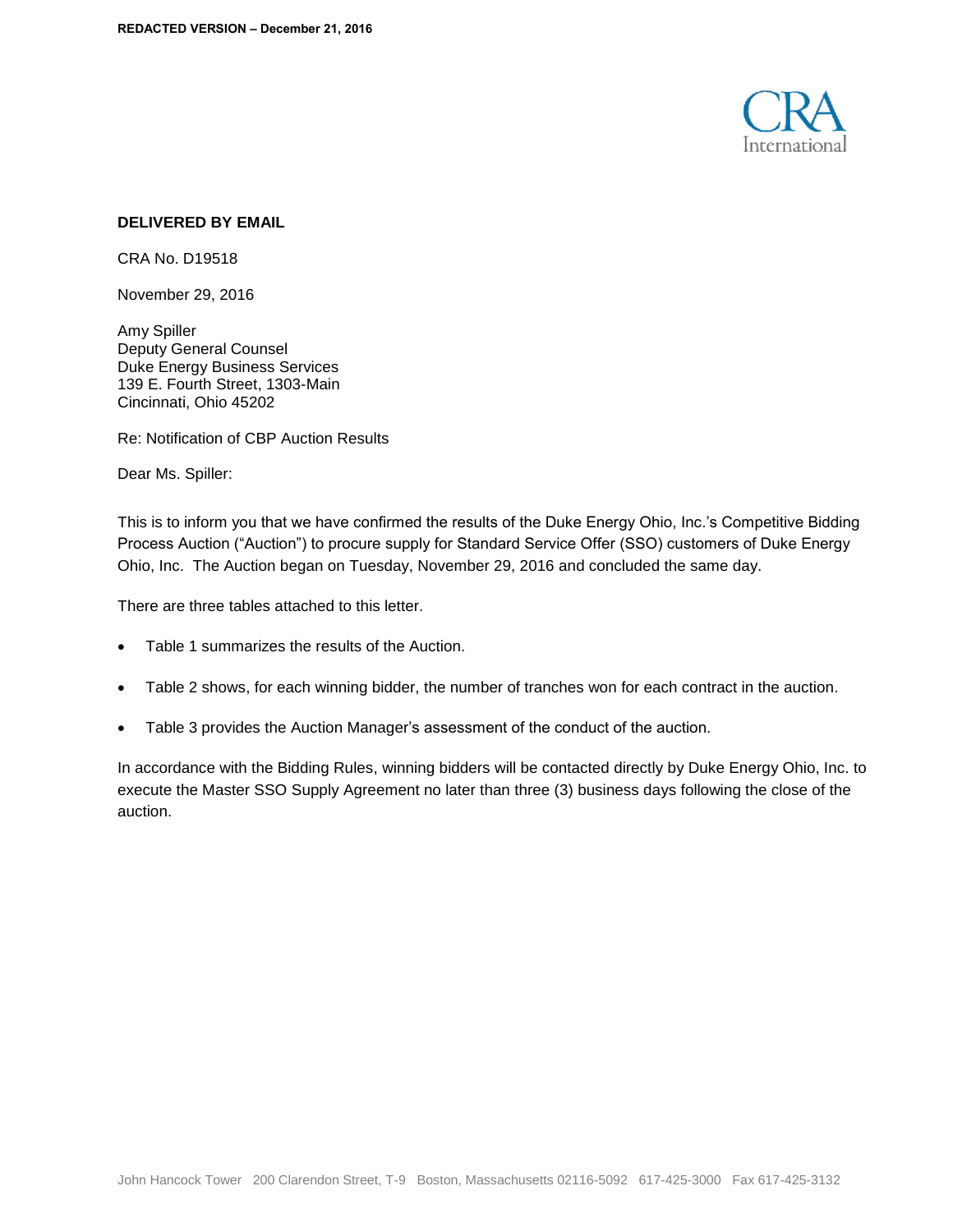**REDACTED VERSION – December 21, 2016**

CRA International

**DELIVERED BY EMAIL**

CRA No. D19518

November 29, 2016

Amy Spiller
Deputy General Counsel
Duke Energy Business Services
139 E. Fourth Street, 1303-Main
Cincinnati, Ohio 45202

Re: Notification of CBP Auction Results

Dear Ms. Spiller:

This is to inform you that we have confirmed the results of the Duke Energy Ohio, Inc.'s Competitive Bidding Process Auction ("Auction") to procure supply for Standard Service Offer (SSO) customers of Duke Energy Ohio, Inc. The Auction began on Tuesday, November 29, 2016 and concluded the same day.

There are three tables attached to this letter.

- Table 1 summarizes the results of the Auction.
- Table 2 shows, for each winning bidder, the number of tranches won for each contract in the auction.
- Table 3 provides the Auction Manager's assessment of the conduct of the auction.

In accordance with the Bidding Rules, winning bidders will be contacted directly by Duke Energy Ohio, Inc. to execute the Master SSO Supply Agreement no later than three (3) business days following the close of the auction.

John Hancock Tower 200 Clarendon Street, T-9 Boston, Massachusetts 02116-5092 617-425-3000 Fax 617-425-3132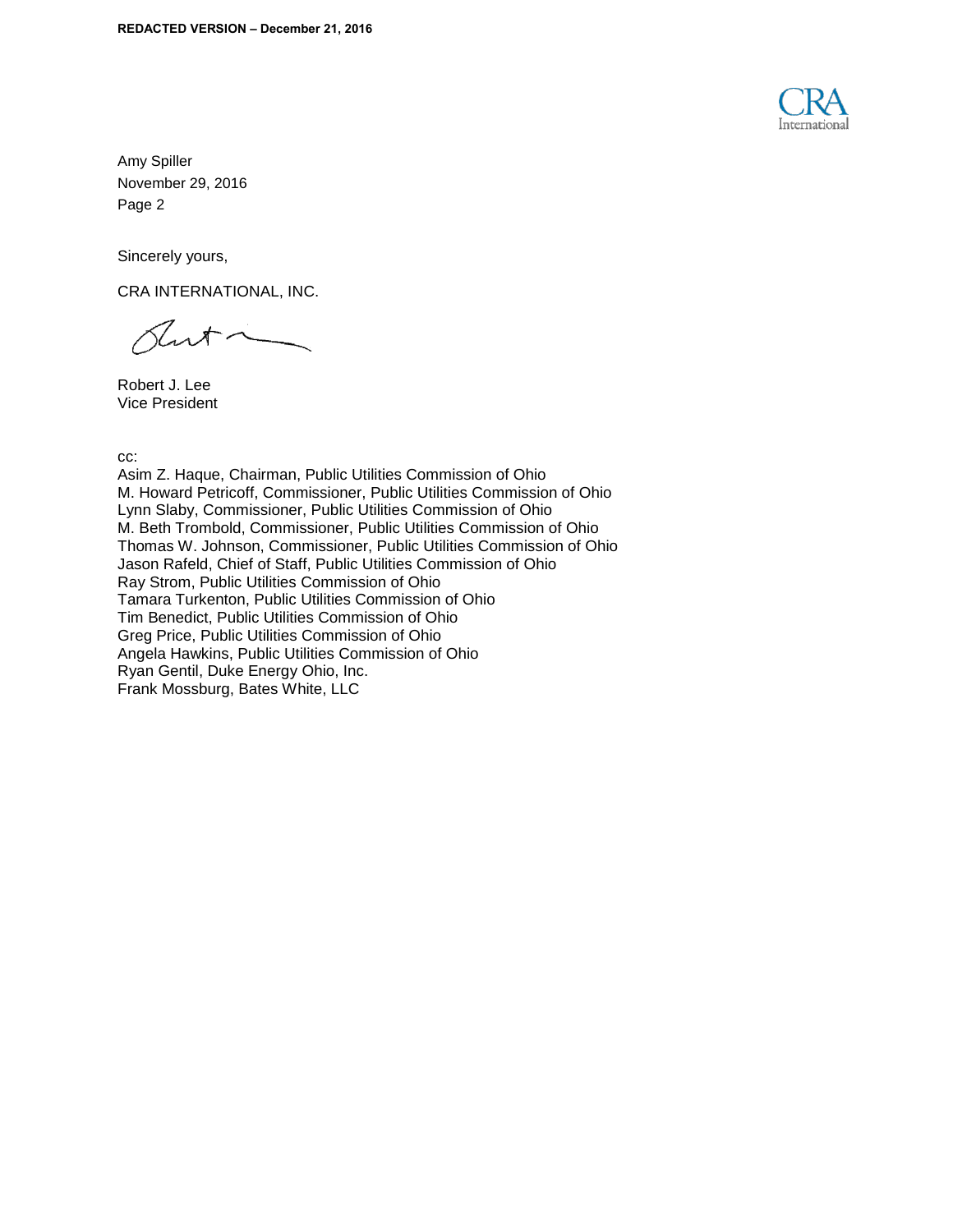Amy Spiller
November 29, 2016
Page 2

Sincerely yours,

CRA INTERNATIONAL, INC.

Robert J. Lee
Vice President

cc:
Asim Z. Haque, Chairman, Public Utilities Commission of Ohio
M. Howard Petricoff, Commissioner, Public Utilities Commission of Ohio
Lynn Slaby, Commissioner, Public Utilities Commission of Ohio
M. Beth Trombold, Commissioner, Public Utilities Commission of Ohio
Thomas W. Johnson, Commissioner, Public Utilities Commission of Ohio
Jason Rafeld, Chief of Staff, Public Utilities Commission of Ohio
Ray Strom, Public Utilities Commission of Ohio
Tamara Turkenton, Public Utilities Commission of Ohio
Tim Benedict, Public Utilities Commission of Ohio
Greg Price, Public Utilities Commission of Ohio
Angela Hawkins, Public Utilities Commission of Ohio
Ryan Gentil, Duke Energy Ohio, Inc.
Frank Mossburg, Bates White, LLC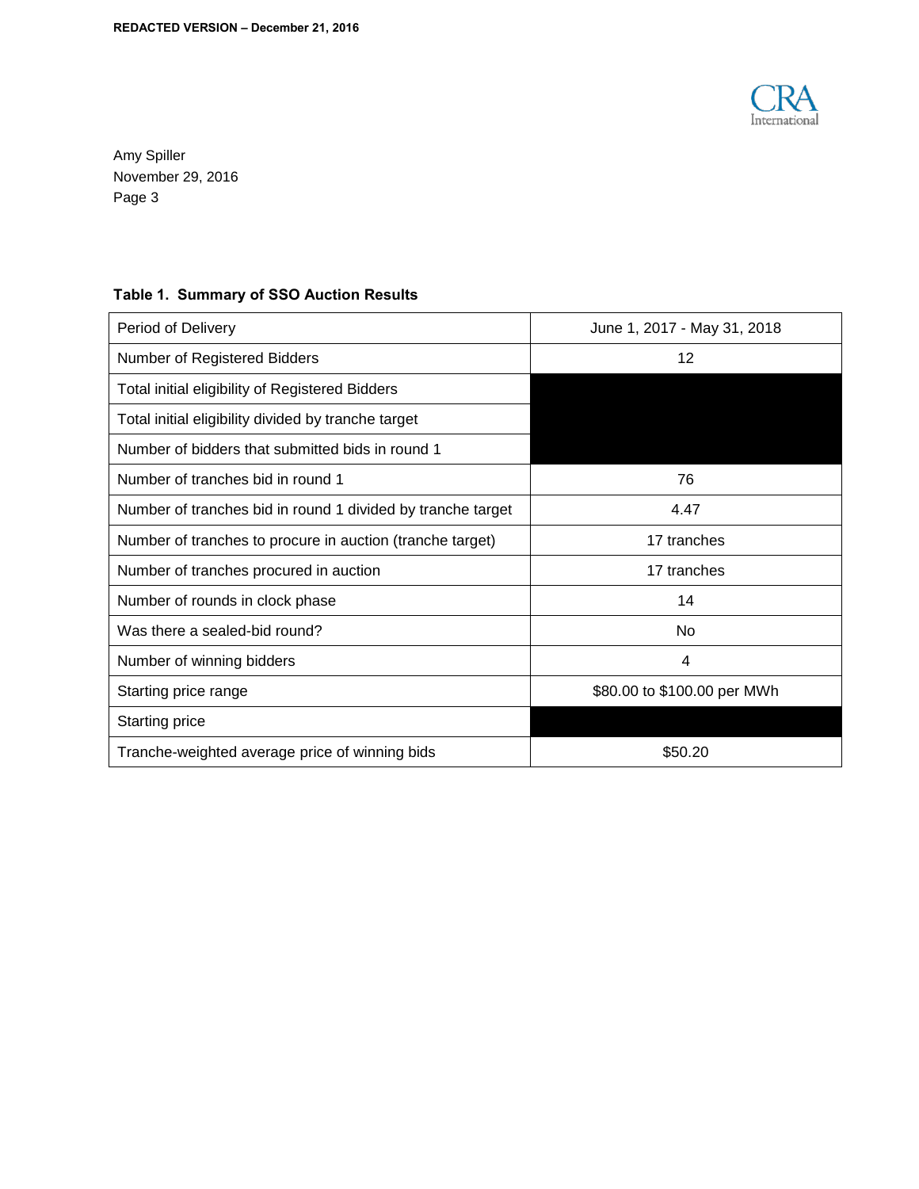REDACTED VERSION – December 21, 2016

Amy Spiller
November 29, 2016

**Table 1. Summary of SSO Auction Results**

| | |
|---|---|
| Period of Delivery | June 1, 2017 - May 31, 2018 |
| Number of Registered Bidders | 12 |
| Total initial eligibility of Registered Bidders | |
| Total initial eligibility divided by tranche target | |
| Number of bidders that submitted bids in round 1 | |
| Number of tranches bid in round 1 | 76 |
| Number of tranches bid in round 1 divided by tranche target | 4.47 |
| Number of tranches to procure in auction (tranche target) | 17 tranches |
| Number of tranches procured in auction | 17 tranches |
| Number of rounds in clock phase | 14 |
| Was there a sealed-bid round? | No |
| Number of winning bidders | 4 |
| Starting price range | $80.00 to $100.00 per MWh |
| Starting price | |
| Tranche-weighted average price of winning bids | $50.20 |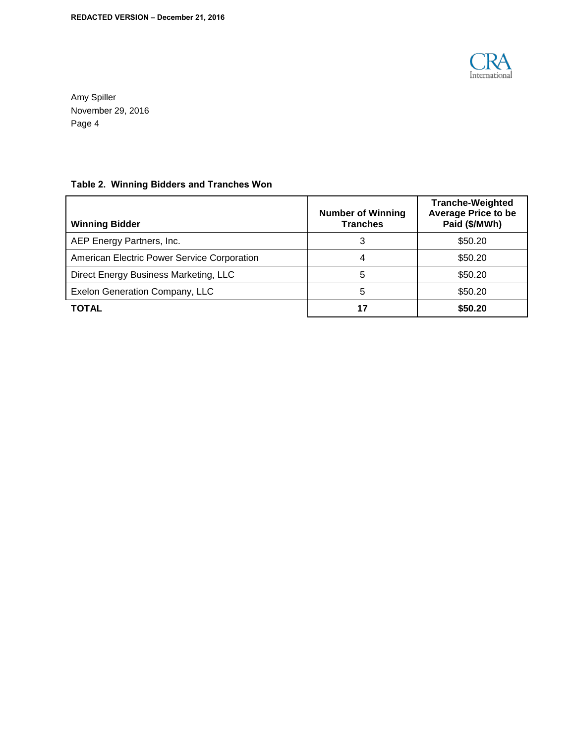**Table 2. Winning Bidders and Tranches Won**

| Winning Bidder | Number of Winning Tranches | Tranche-Weighted Average Price to be Paid ($/MWh) |
|---|---|---|
| AEP Energy Partners, Inc. | 3 | $50.20 |
| American Electric Power Service Corporation | 4 | $50.20 |
| Direct Energy Business Marketing, LLC | 5 | $50.20 |
| Exelon Generation Company, LLC | 5 | $50.20 |
| **TOTAL** | **17** | **$50.20** |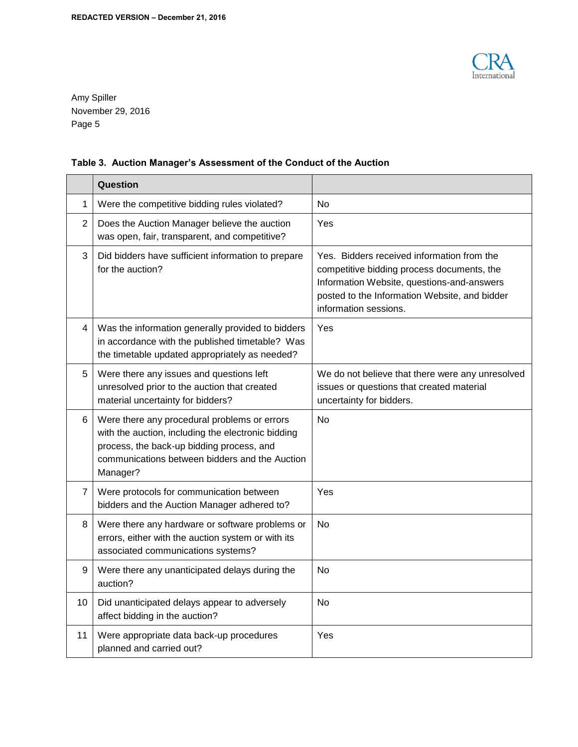**Table 3. Auction Manager's Assessment of the Conduct of the Auction**

| | Question | |
|---|---|---|
| 1 | Were the competitive bidding rules violated? | No |
| 2 | Does the Auction Manager believe the auction was open, fair, transparent, and competitive? | Yes |
| 3 | Did bidders have sufficient information to prepare for the auction? | Yes. Bidders received information from the competitive bidding process documents, the Information Website, questions-and-answers posted to the Information Website, and bidder information sessions. |
| 4 | Was the information generally provided to bidders in accordance with the published timetable? Was the timetable updated appropriately as needed? | Yes |
| 5 | Were there any issues and questions left unresolved prior to the auction that created material uncertainty for bidders? | We do not believe that there were any unresolved issues or questions that created material uncertainty for bidders. |
| 6 | Were there any procedural problems or errors with the auction, including the electronic bidding process, the back-up bidding process, and communications between bidders and the Auction Manager? | No |
| 7 | Were protocols for communication between bidders and the Auction Manager adhered to? | Yes |
| 8 | Were there any hardware or software problems or errors, either with the auction system or with its associated communications systems? | No |
| 9 | Were there any unanticipated delays during the auction? | No |
| 10 | Did unanticipated delays appear to adversely affect bidding in the auction? | No |
| 11 | Were appropriate data back-up procedures planned and carried out? | Yes |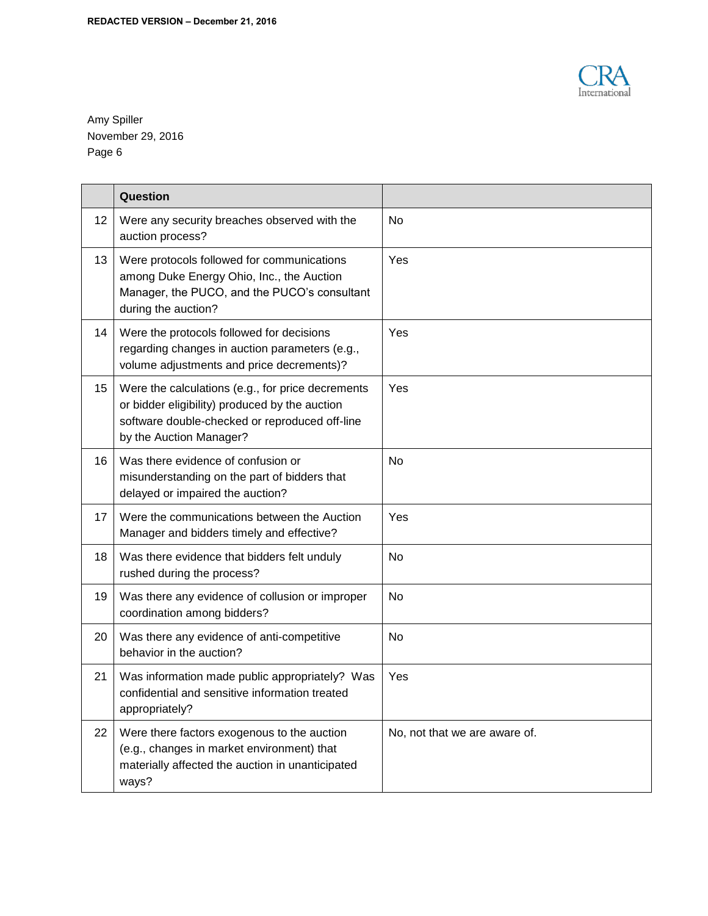| | Question | |
|---|---|---|
| 12 | Were any security breaches observed with the auction process? | No |
| 13 | Were protocols followed for communications among Duke Energy Ohio, Inc., the Auction Manager, the PUCO, and the PUCO's consultant during the auction? | Yes |
| 14 | Were the protocols followed for decisions regarding changes in auction parameters (e.g., volume adjustments and price decrements)? | Yes |
| 15 | Were the calculations (e.g., for price decrements or bidder eligibility) produced by the auction software double-checked or reproduced off-line by the Auction Manager? | Yes |
| 16 | Was there evidence of confusion or misunderstanding on the part of bidders that delayed or impaired the auction? | No |
| 17 | Were the communications between the Auction Manager and bidders timely and effective? | Yes |
| 18 | Was there evidence that bidders felt unduly rushed during the process? | No |
| 19 | Was there any evidence of collusion or improper coordination among bidders? | No |
| 20 | Was there any evidence of anti-competitive behavior in the auction? | No |
| 21 | Was information made public appropriately? Was confidential and sensitive information treated appropriately? | Yes |
| 22 | Were there factors exogenous to the auction (e.g., changes in market environment) that materially affected the auction in unanticipated ways? | No, not that we are aware of. |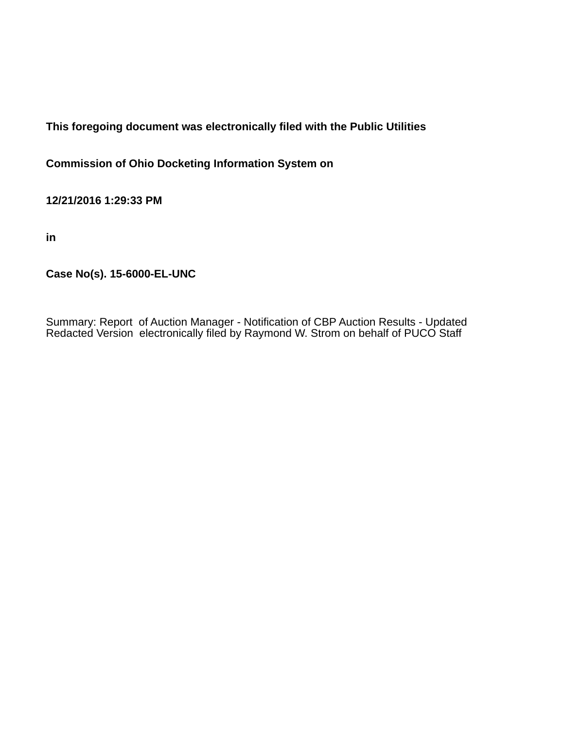**This foregoing document was electronically filed with the Public Utilities**

**Commission of Ohio Docketing Information System on**

**12/21/2016 1:29:33 PM**

**in**

**Case No(s). 15-6000-EL-UNC**

Summary: Report of Auction Manager - Notification of CBP Auction Results - Updated Redacted Version electronically filed by Raymond W. Strom on behalf of PUCO Staff